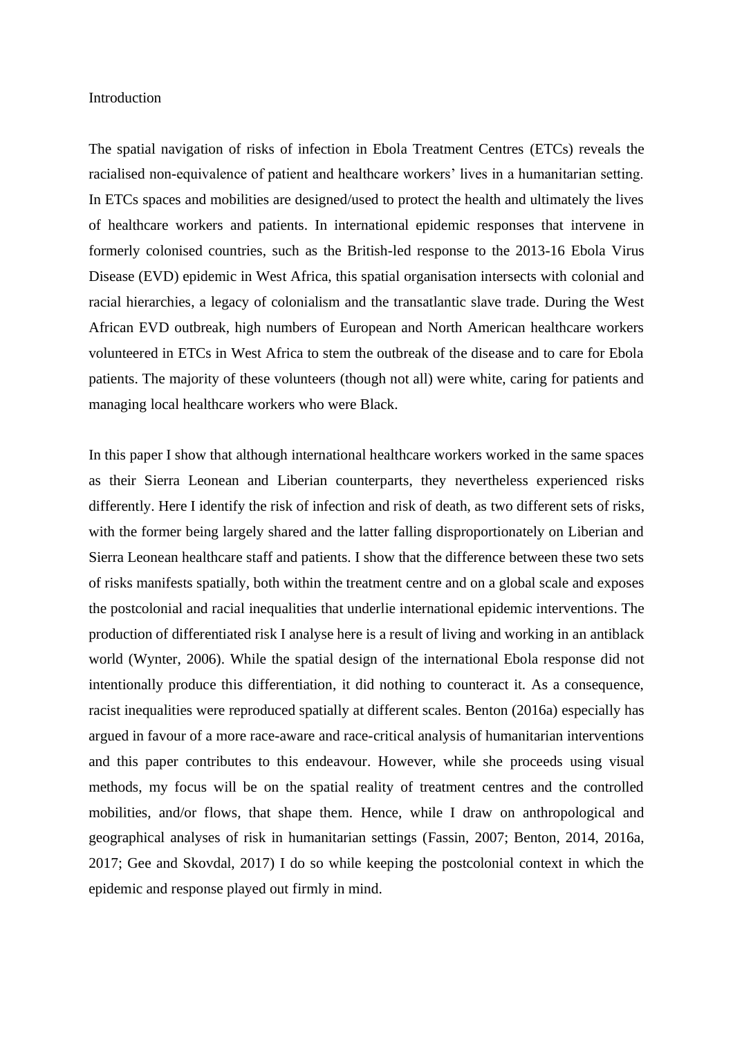# Introduction

The spatial navigation of risks of infection in Ebola Treatment Centres (ETCs) reveals the racialised non-equivalence of patient and healthcare workers' lives in a humanitarian setting. In ETCs spaces and mobilities are designed/used to protect the health and ultimately the lives of healthcare workers and patients. In international epidemic responses that intervene in formerly colonised countries, such as the British-led response to the 2013-16 Ebola Virus Disease (EVD) epidemic in West Africa, this spatial organisation intersects with colonial and racial hierarchies, a legacy of colonialism and the transatlantic slave trade. During the West African EVD outbreak, high numbers of European and North American healthcare workers volunteered in ETCs in West Africa to stem the outbreak of the disease and to care for Ebola patients. The majority of these volunteers (though not all) were white, caring for patients and managing local healthcare workers who were Black.

In this paper I show that although international healthcare workers worked in the same spaces as their Sierra Leonean and Liberian counterparts, they nevertheless experienced risks differently. Here I identify the risk of infection and risk of death, as two different sets of risks, with the former being largely shared and the latter falling disproportionately on Liberian and Sierra Leonean healthcare staff and patients. I show that the difference between these two sets of risks manifests spatially, both within the treatment centre and on a global scale and exposes the postcolonial and racial inequalities that underlie international epidemic interventions. The production of differentiated risk I analyse here is a result of living and working in an antiblack world (Wynter, 2006). While the spatial design of the international Ebola response did not intentionally produce this differentiation, it did nothing to counteract it. As a consequence, racist inequalities were reproduced spatially at different scales. Benton (2016a) especially has argued in favour of a more race-aware and race-critical analysis of humanitarian interventions and this paper contributes to this endeavour. However, while she proceeds using visual methods, my focus will be on the spatial reality of treatment centres and the controlled mobilities, and/or flows, that shape them. Hence, while I draw on anthropological and geographical analyses of risk in humanitarian settings (Fassin, 2007; Benton, 2014, 2016a, 2017; Gee and Skovdal, 2017) I do so while keeping the postcolonial context in which the epidemic and response played out firmly in mind.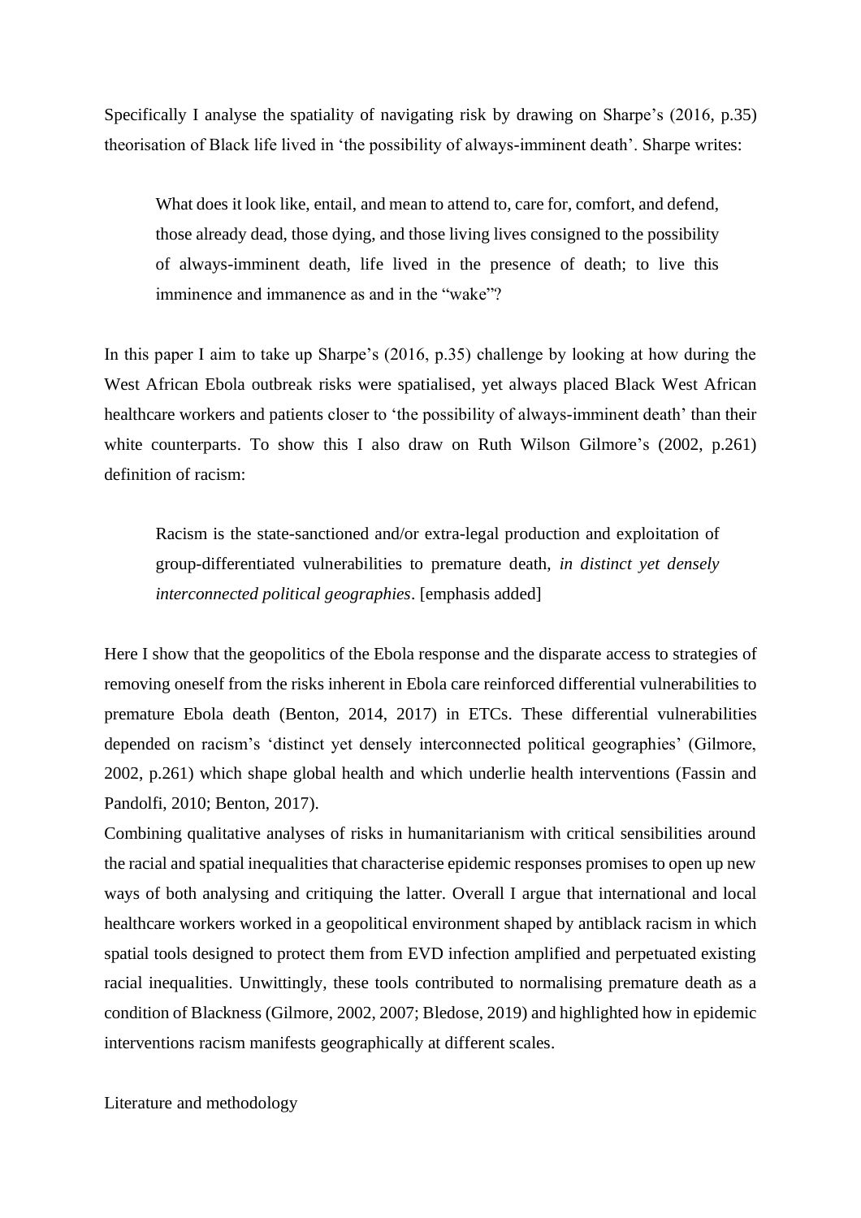Specifically I analyse the spatiality of navigating risk by drawing on Sharpe's (2016, p.35) theorisation of Black life lived in 'the possibility of always-imminent death'. Sharpe writes:

> What does it look like, entail, and mean to attend to, care for, comfort, and defend, those already dead, those dying, and those living lives consigned to the possibility of always-imminent death, life lived in the presence of death; to live this imminence and immanence as and in the "wake"?

In this paper I aim to take up Sharpe's (2016, p.35) challenge by looking at how during the West African Ebola outbreak risks were spatialised, yet always placed Black West African healthcare workers and patients closer to 'the possibility of always-imminent death' than their white counterparts. To show this I also draw on Ruth Wilson Gilmore's (2002, p.261) definition of racism:

> Racism is the state-sanctioned and/or extra-legal production and exploitation of group-differentiated vulnerabilities to premature death, *in distinct yet densely interconnected political geographies*. [emphasis added]

Here I show that the geopolitics of the Ebola response and the disparate access to strategies of removing oneself from the risks inherent in Ebola care reinforced differential vulnerabilities to premature Ebola death (Benton, 2014, 2017) in ETCs. These differential vulnerabilities depended on racism's 'distinct yet densely interconnected political geographies' (Gilmore, 2002, p.261) which shape global health and which underlie health interventions (Fassin and Pandolfi, 2010; Benton, 2017).

Combining qualitative analyses of risks in humanitarianism with critical sensibilities around the racial and spatial inequalities that characterise epidemic responses promises to open up new ways of both analysing and critiquing the latter. Overall I argue that international and local healthcare workers worked in a geopolitical environment shaped by antiblack racism in which spatial tools designed to protect them from EVD infection amplified and perpetuated existing racial inequalities. Unwittingly, these tools contributed to normalising premature death as a condition of Blackness (Gilmore, 2002, 2007; Bledose, 2019) and highlighted how in epidemic interventions racism manifests geographically at different scales.

## Literature and methodology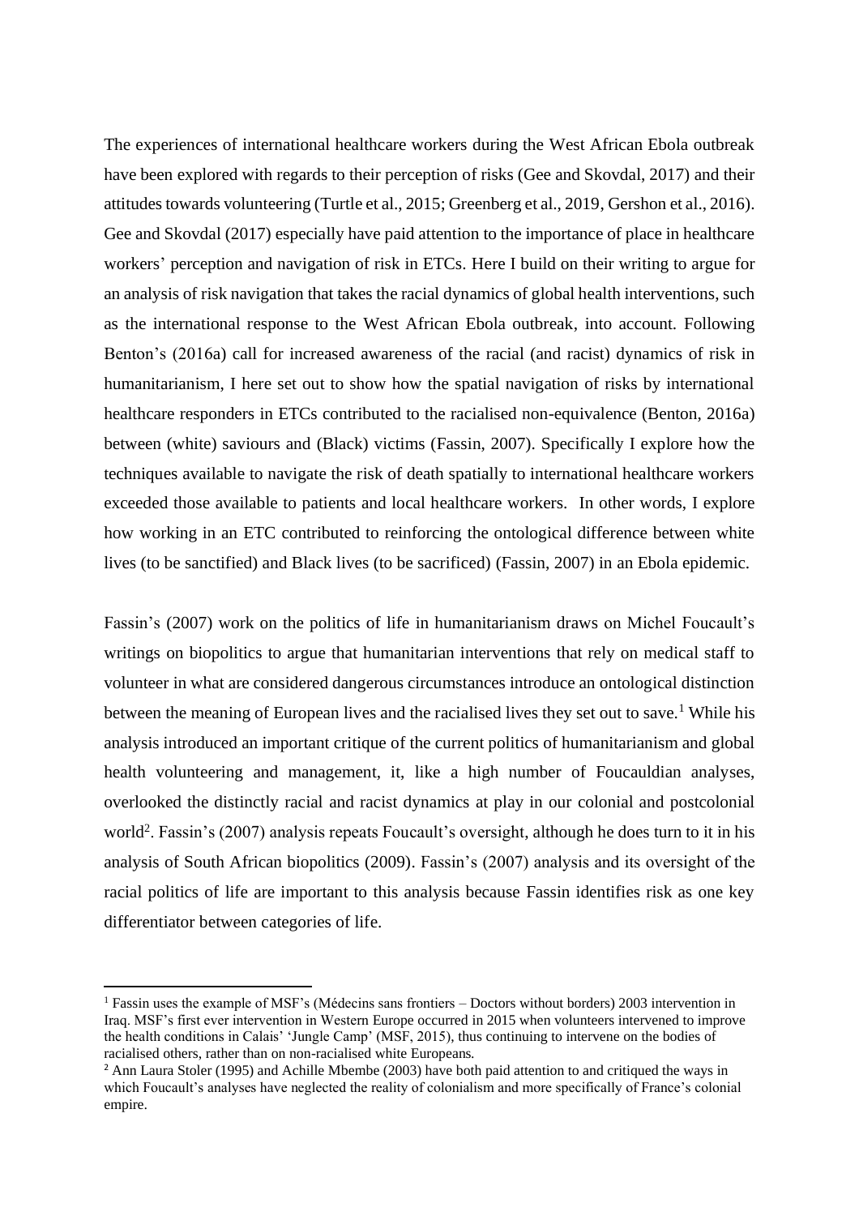The experiences of international healthcare workers during the West African Ebola outbreak have been explored with regards to their perception of risks (Gee and Skovdal, 2017) and their attitudes towards volunteering (Turtle et al., 2015; Greenberg et al., 2019, Gershon et al., 2016). Gee and Skovdal (2017) especially have paid attention to the importance of place in healthcare workers' perception and navigation of risk in ETCs. Here I build on their writing to argue for an analysis of risk navigation that takes the racial dynamics of global health interventions, such as the international response to the West African Ebola outbreak, into account. Following Benton's (2016a) call for increased awareness of the racial (and racist) dynamics of risk in humanitarianism, I here set out to show how the spatial navigation of risks by international healthcare responders in ETCs contributed to the racialised non-equivalence (Benton, 2016a) between (white) saviours and (Black) victims (Fassin, 2007). Specifically I explore how the techniques available to navigate the risk of death spatially to international healthcare workers exceeded those available to patients and local healthcare workers. In other words, I explore how working in an ETC contributed to reinforcing the ontological difference between white lives (to be sanctified) and Black lives (to be sacrificed) (Fassin, 2007) in an Ebola epidemic.

Fassin's (2007) work on the politics of life in humanitarianism draws on Michel Foucault's writings on biopolitics to argue that humanitarian interventions that rely on medical staff to volunteer in what are considered dangerous circumstances introduce an ontological distinction between the meaning of European lives and the racialised lives they set out to save.[1] While his analysis introduced an important critique of the current politics of humanitarianism and global health volunteering and management, it, like a high number of Foucauldian analyses, overlooked the distinctly racial and racist dynamics at play in our colonial and postcolonial world[2]. Fassin's (2007) analysis repeats Foucault's oversight, although he does turn to it in his analysis of South African biopolitics (2009). Fassin's (2007) analysis and its oversight of the racial politics of life are important to this analysis because Fassin identifies risk as one key differentiator between categories of life.

[1] Fassin uses the example of MSF's (Médecins sans frontiers – Doctors without borders) 2003 intervention in Iraq. MSF's first ever intervention in Western Europe occurred in 2015 when volunteers intervened to improve the health conditions in Calais' 'Jungle Camp' (MSF, 2015), thus continuing to intervene on the bodies of racialised others, rather than on non-racialised white Europeans.

[2] Ann Laura Stoler (1995) and Achille Mbembe (2003) have both paid attention to and critiqued the ways in which Foucault's analyses have neglected the reality of colonialism and more specifically of France's colonial empire.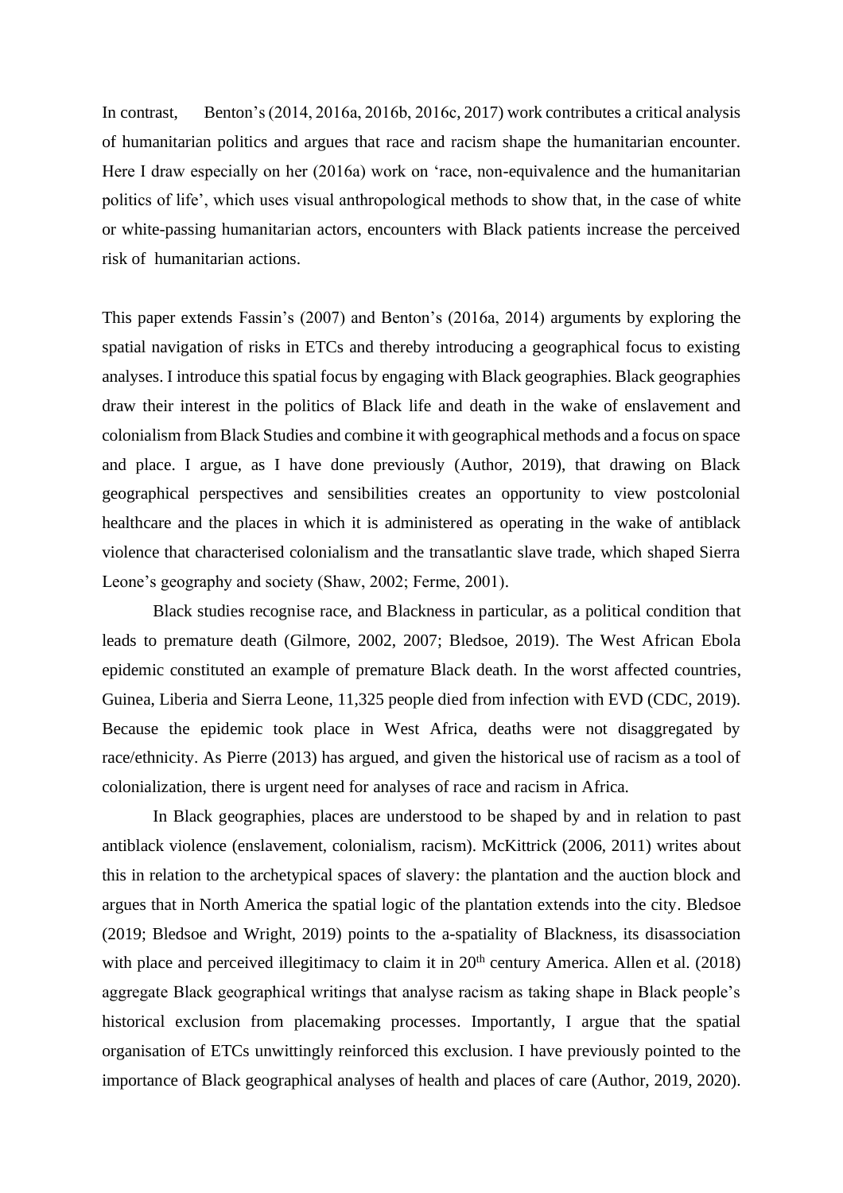In contrast, Benton's (2014, 2016a, 2016b, 2016c, 2017) work contributes a critical analysis of humanitarian politics and argues that race and racism shape the humanitarian encounter. Here I draw especially on her (2016a) work on 'race, non-equivalence and the humanitarian politics of life', which uses visual anthropological methods to show that, in the case of white or white-passing humanitarian actors, encounters with Black patients increase the perceived risk of humanitarian actions.

This paper extends Fassin's (2007) and Benton's (2016a, 2014) arguments by exploring the spatial navigation of risks in ETCs and thereby introducing a geographical focus to existing analyses. I introduce this spatial focus by engaging with Black geographies. Black geographies draw their interest in the politics of Black life and death in the wake of enslavement and colonialism from Black Studies and combine it with geographical methods and a focus on space and place. I argue, as I have done previously (Author, 2019), that drawing on Black geographical perspectives and sensibilities creates an opportunity to view postcolonial healthcare and the places in which it is administered as operating in the wake of antiblack violence that characterised colonialism and the transatlantic slave trade, which shaped Sierra Leone's geography and society (Shaw, 2002; Ferme, 2001).

Black studies recognise race, and Blackness in particular, as a political condition that leads to premature death (Gilmore, 2002, 2007; Bledsoe, 2019). The West African Ebola epidemic constituted an example of premature Black death. In the worst affected countries, Guinea, Liberia and Sierra Leone, 11,325 people died from infection with EVD (CDC, 2019). Because the epidemic took place in West Africa, deaths were not disaggregated by race/ethnicity. As Pierre (2013) has argued, and given the historical use of racism as a tool of colonialization, there is urgent need for analyses of race and racism in Africa.

In Black geographies, places are understood to be shaped by and in relation to past antiblack violence (enslavement, colonialism, racism). McKittrick (2006, 2011) writes about this in relation to the archetypical spaces of slavery: the plantation and the auction block and argues that in North America the spatial logic of the plantation extends into the city. Bledsoe (2019; Bledsoe and Wright, 2019) points to the a-spatiality of Blackness, its disassociation with place and perceived illegitimacy to claim it in 20th century America. Allen et al. (2018) aggregate Black geographical writings that analyse racism as taking shape in Black people's historical exclusion from placemaking processes. Importantly, I argue that the spatial organisation of ETCs unwittingly reinforced this exclusion. I have previously pointed to the importance of Black geographical analyses of health and places of care (Author, 2019, 2020).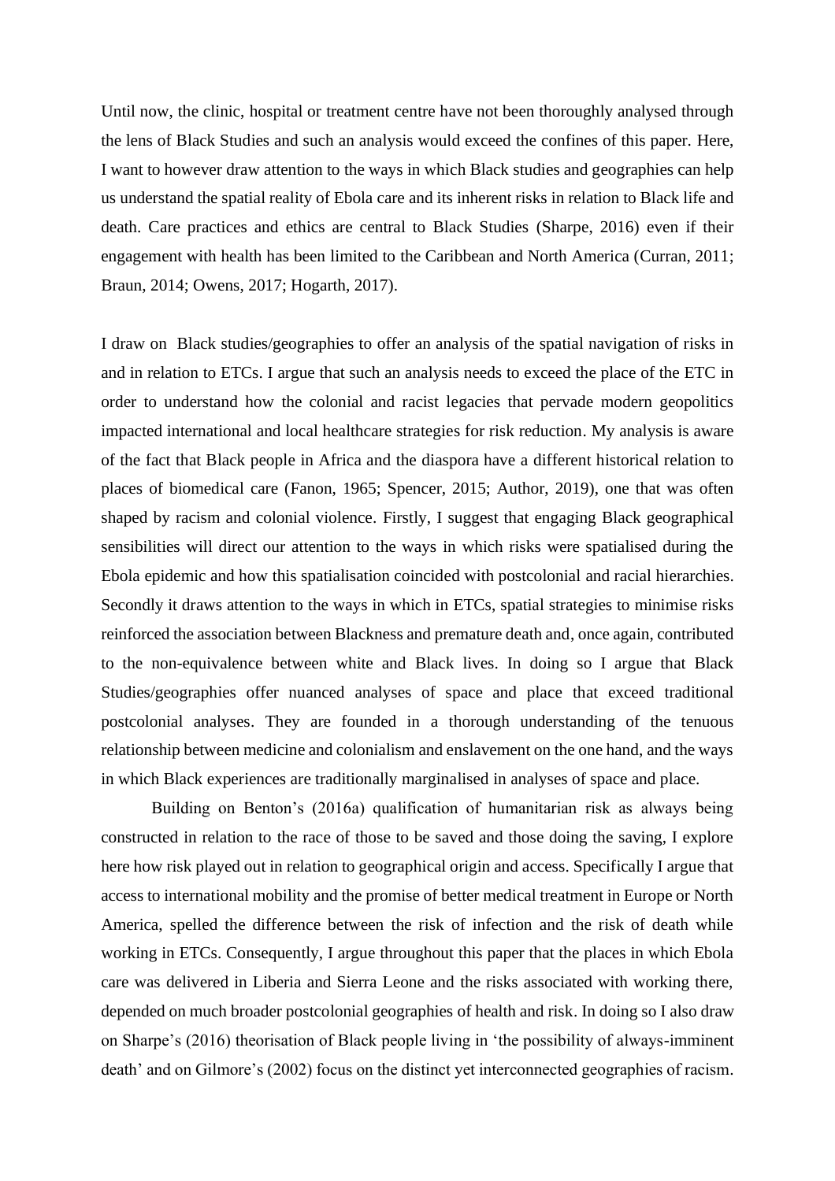Until now, the clinic, hospital or treatment centre have not been thoroughly analysed through the lens of Black Studies and such an analysis would exceed the confines of this paper. Here, I want to however draw attention to the ways in which Black studies and geographies can help us understand the spatial reality of Ebola care and its inherent risks in relation to Black life and death. Care practices and ethics are central to Black Studies (Sharpe, 2016) even if their engagement with health has been limited to the Caribbean and North America (Curran, 2011; Braun, 2014; Owens, 2017; Hogarth, 2017).

I draw on Black studies/geographies to offer an analysis of the spatial navigation of risks in and in relation to ETCs. I argue that such an analysis needs to exceed the place of the ETC in order to understand how the colonial and racist legacies that pervade modern geopolitics impacted international and local healthcare strategies for risk reduction. My analysis is aware of the fact that Black people in Africa and the diaspora have a different historical relation to places of biomedical care (Fanon, 1965; Spencer, 2015; Author, 2019), one that was often shaped by racism and colonial violence. Firstly, I suggest that engaging Black geographical sensibilities will direct our attention to the ways in which risks were spatialised during the Ebola epidemic and how this spatialisation coincided with postcolonial and racial hierarchies. Secondly it draws attention to the ways in which in ETCs, spatial strategies to minimise risks reinforced the association between Blackness and premature death and, once again, contributed to the non-equivalence between white and Black lives. In doing so I argue that Black Studies/geographies offer nuanced analyses of space and place that exceed traditional postcolonial analyses. They are founded in a thorough understanding of the tenuous relationship between medicine and colonialism and enslavement on the one hand, and the ways in which Black experiences are traditionally marginalised in analyses of space and place.

Building on Benton's (2016a) qualification of humanitarian risk as always being constructed in relation to the race of those to be saved and those doing the saving, I explore here how risk played out in relation to geographical origin and access. Specifically I argue that access to international mobility and the promise of better medical treatment in Europe or North America, spelled the difference between the risk of infection and the risk of death while working in ETCs. Consequently, I argue throughout this paper that the places in which Ebola care was delivered in Liberia and Sierra Leone and the risks associated with working there, depended on much broader postcolonial geographies of health and risk. In doing so I also draw on Sharpe's (2016) theorisation of Black people living in 'the possibility of always-imminent death' and on Gilmore's (2002) focus on the distinct yet interconnected geographies of racism.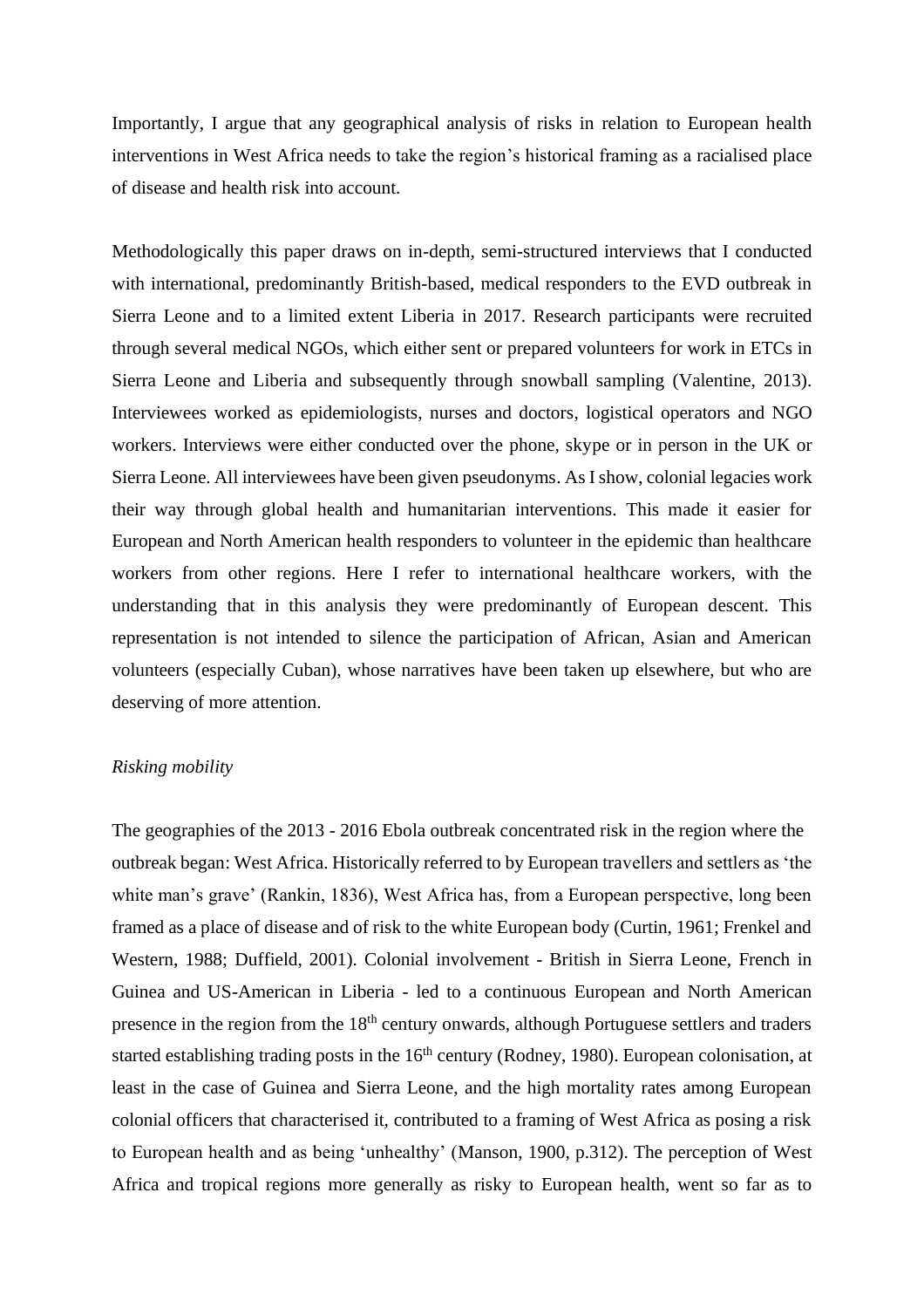Importantly, I argue that any geographical analysis of risks in relation to European health interventions in West Africa needs to take the region's historical framing as a racialised place of disease and health risk into account.

Methodologically this paper draws on in-depth, semi-structured interviews that I conducted with international, predominantly British-based, medical responders to the EVD outbreak in Sierra Leone and to a limited extent Liberia in 2017. Research participants were recruited through several medical NGOs, which either sent or prepared volunteers for work in ETCs in Sierra Leone and Liberia and subsequently through snowball sampling (Valentine, 2013). Interviewees worked as epidemiologists, nurses and doctors, logistical operators and NGO workers. Interviews were either conducted over the phone, skype or in person in the UK or Sierra Leone. All interviewees have been given pseudonyms. As I show, colonial legacies work their way through global health and humanitarian interventions. This made it easier for European and North American health responders to volunteer in the epidemic than healthcare workers from other regions. Here I refer to international healthcare workers, with the understanding that in this analysis they were predominantly of European descent. This representation is not intended to silence the participation of African, Asian and American volunteers (especially Cuban), whose narratives have been taken up elsewhere, but who are deserving of more attention.

*Risking mobility*

The geographies of the 2013 - 2016 Ebola outbreak concentrated risk in the region where the outbreak began: West Africa. Historically referred to by European travellers and settlers as 'the white man's grave' (Rankin, 1836), West Africa has, from a European perspective, long been framed as a place of disease and of risk to the white European body (Curtin, 1961; Frenkel and Western, 1988; Duffield, 2001). Colonial involvement - British in Sierra Leone, French in Guinea and US-American in Liberia - led to a continuous European and North American presence in the region from the 18th century onwards, although Portuguese settlers and traders started establishing trading posts in the 16th century (Rodney, 1980). European colonisation, at least in the case of Guinea and Sierra Leone, and the high mortality rates among European colonial officers that characterised it, contributed to a framing of West Africa as posing a risk to European health and as being 'unhealthy' (Manson, 1900, p.312). The perception of West Africa and tropical regions more generally as risky to European health, went so far as to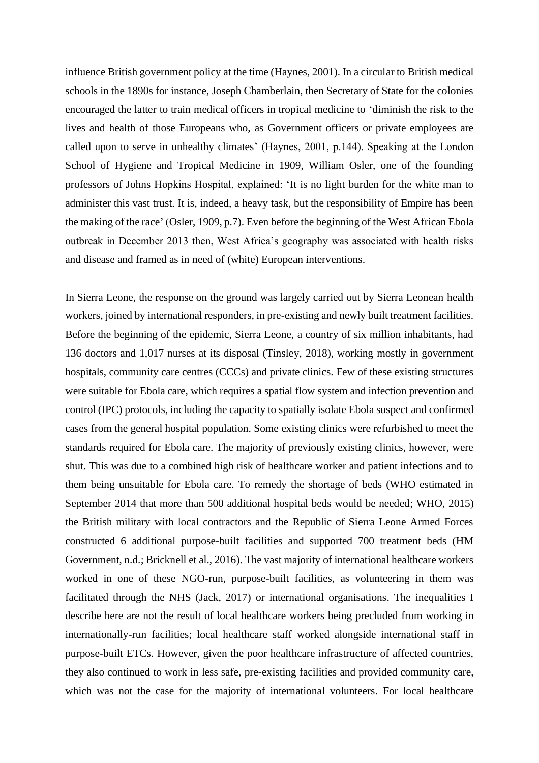influence British government policy at the time (Haynes, 2001). In a circular to British medical schools in the 1890s for instance, Joseph Chamberlain, then Secretary of State for the colonies encouraged the latter to train medical officers in tropical medicine to 'diminish the risk to the lives and health of those Europeans who, as Government officers or private employees are called upon to serve in unhealthy climates' (Haynes, 2001, p.144). Speaking at the London School of Hygiene and Tropical Medicine in 1909, William Osler, one of the founding professors of Johns Hopkins Hospital, explained: 'It is no light burden for the white man to administer this vast trust. It is, indeed, a heavy task, but the responsibility of Empire has been the making of the race' (Osler, 1909, p.7). Even before the beginning of the West African Ebola outbreak in December 2013 then, West Africa's geography was associated with health risks and disease and framed as in need of (white) European interventions.

In Sierra Leone, the response on the ground was largely carried out by Sierra Leonean health workers, joined by international responders, in pre-existing and newly built treatment facilities. Before the beginning of the epidemic, Sierra Leone, a country of six million inhabitants, had 136 doctors and 1,017 nurses at its disposal (Tinsley, 2018), working mostly in government hospitals, community care centres (CCCs) and private clinics. Few of these existing structures were suitable for Ebola care, which requires a spatial flow system and infection prevention and control (IPC) protocols, including the capacity to spatially isolate Ebola suspect and confirmed cases from the general hospital population. Some existing clinics were refurbished to meet the standards required for Ebola care. The majority of previously existing clinics, however, were shut. This was due to a combined high risk of healthcare worker and patient infections and to them being unsuitable for Ebola care. To remedy the shortage of beds (WHO estimated in September 2014 that more than 500 additional hospital beds would be needed; WHO, 2015) the British military with local contractors and the Republic of Sierra Leone Armed Forces constructed 6 additional purpose-built facilities and supported 700 treatment beds (HM Government, n.d.; Bricknell et al., 2016). The vast majority of international healthcare workers worked in one of these NGO-run, purpose-built facilities, as volunteering in them was facilitated through the NHS (Jack, 2017) or international organisations. The inequalities I describe here are not the result of local healthcare workers being precluded from working in internationally-run facilities; local healthcare staff worked alongside international staff in purpose-built ETCs. However, given the poor healthcare infrastructure of affected countries, they also continued to work in less safe, pre-existing facilities and provided community care, which was not the case for the majority of international volunteers. For local healthcare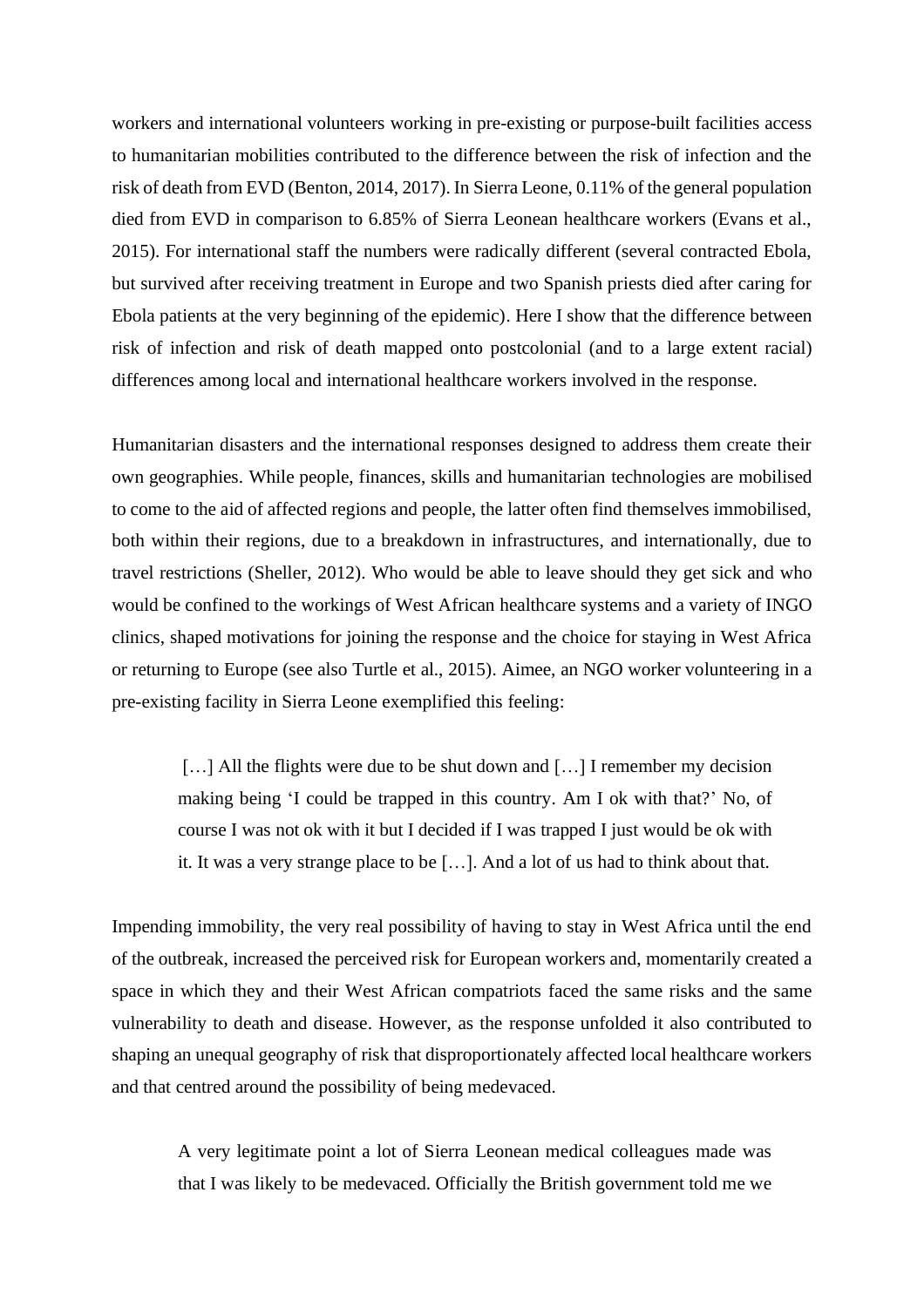workers and international volunteers working in pre-existing or purpose-built facilities access to humanitarian mobilities contributed to the difference between the risk of infection and the risk of death from EVD (Benton, 2014, 2017). In Sierra Leone, 0.11% of the general population died from EVD in comparison to 6.85% of Sierra Leonean healthcare workers (Evans et al., 2015). For international staff the numbers were radically different (several contracted Ebola, but survived after receiving treatment in Europe and two Spanish priests died after caring for Ebola patients at the very beginning of the epidemic). Here I show that the difference between risk of infection and risk of death mapped onto postcolonial (and to a large extent racial) differences among local and international healthcare workers involved in the response.

Humanitarian disasters and the international responses designed to address them create their own geographies. While people, finances, skills and humanitarian technologies are mobilised to come to the aid of affected regions and people, the latter often find themselves immobilised, both within their regions, due to a breakdown in infrastructures, and internationally, due to travel restrictions (Sheller, 2012). Who would be able to leave should they get sick and who would be confined to the workings of West African healthcare systems and a variety of INGO clinics, shaped motivations for joining the response and the choice for staying in West Africa or returning to Europe (see also Turtle et al., 2015). Aimee, an NGO worker volunteering in a pre-existing facility in Sierra Leone exemplified this feeling:

> […] All the flights were due to be shut down and […] I remember my decision making being 'I could be trapped in this country. Am I ok with that?' No, of course I was not ok with it but I decided if I was trapped I just would be ok with it. It was a very strange place to be […]. And a lot of us had to think about that.

Impending immobility, the very real possibility of having to stay in West Africa until the end of the outbreak, increased the perceived risk for European workers and, momentarily created a space in which they and their West African compatriots faced the same risks and the same vulnerability to death and disease. However, as the response unfolded it also contributed to shaping an unequal geography of risk that disproportionately affected local healthcare workers and that centred around the possibility of being medevaced.

> A very legitimate point a lot of Sierra Leonean medical colleagues made was that I was likely to be medevaced. Officially the British government told me we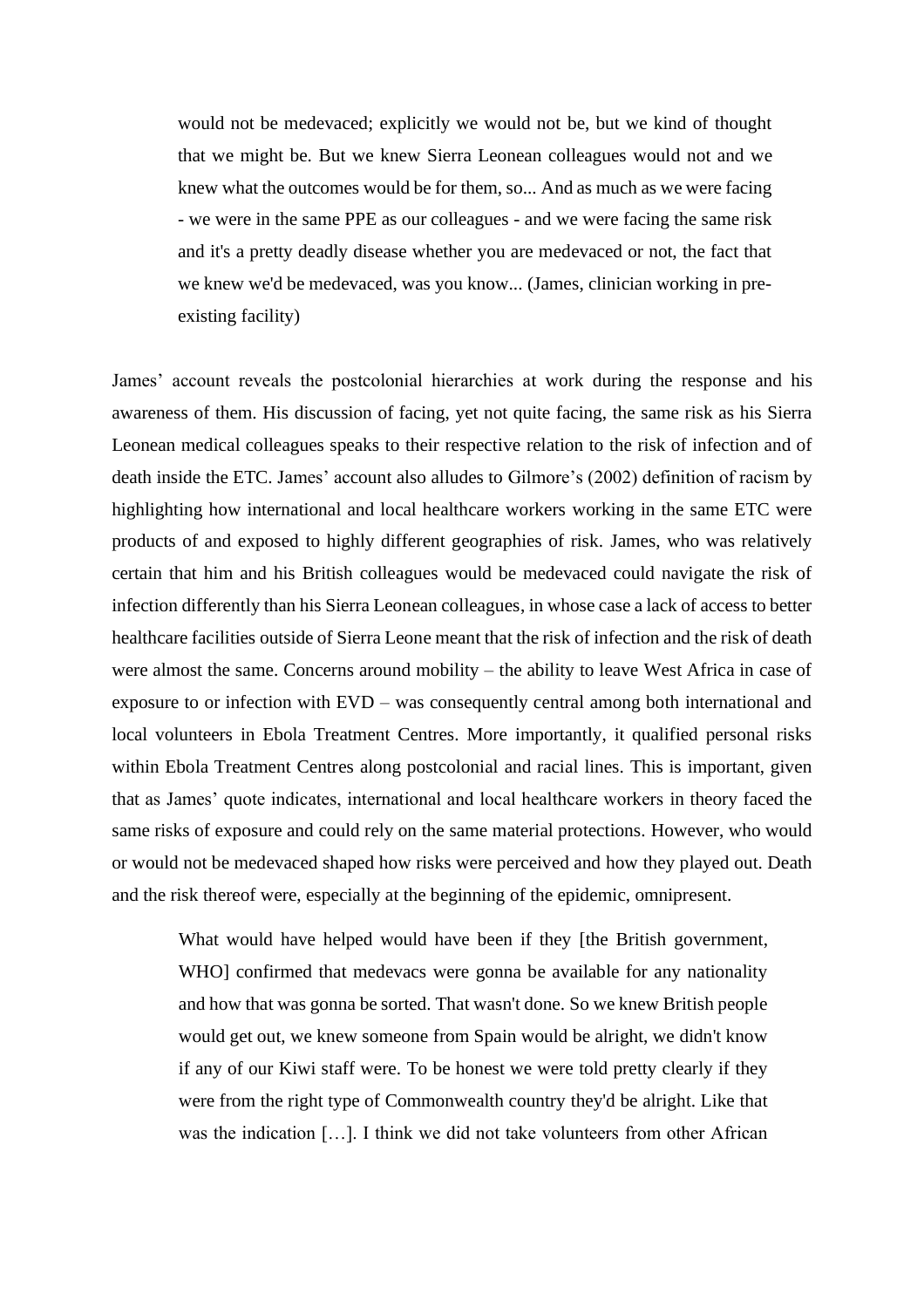> would not be medevaced; explicitly we would not be, but we kind of thought that we might be. But we knew Sierra Leonean colleagues would not and we knew what the outcomes would be for them, so... And as much as we were facing - we were in the same PPE as our colleagues - and we were facing the same risk and it's a pretty deadly disease whether you are medevaced or not, the fact that we knew we'd be medevaced, was you know... (James, clinician working in pre-existing facility)

James' account reveals the postcolonial hierarchies at work during the response and his awareness of them. His discussion of facing, yet not quite facing, the same risk as his Sierra Leonean medical colleagues speaks to their respective relation to the risk of infection and of death inside the ETC. James' account also alludes to Gilmore's (2002) definition of racism by highlighting how international and local healthcare workers working in the same ETC were products of and exposed to highly different geographies of risk. James, who was relatively certain that him and his British colleagues would be medevaced could navigate the risk of infection differently than his Sierra Leonean colleagues, in whose case a lack of access to better healthcare facilities outside of Sierra Leone meant that the risk of infection and the risk of death were almost the same. Concerns around mobility – the ability to leave West Africa in case of exposure to or infection with EVD – was consequently central among both international and local volunteers in Ebola Treatment Centres. More importantly, it qualified personal risks within Ebola Treatment Centres along postcolonial and racial lines. This is important, given that as James' quote indicates, international and local healthcare workers in theory faced the same risks of exposure and could rely on the same material protections. However, who would or would not be medevaced shaped how risks were perceived and how they played out. Death and the risk thereof were, especially at the beginning of the epidemic, omnipresent.

> What would have helped would have been if they [the British government, WHO] confirmed that medevacs were gonna be available for any nationality and how that was gonna be sorted. That wasn't done. So we knew British people would get out, we knew someone from Spain would be alright, we didn't know if any of our Kiwi staff were. To be honest we were told pretty clearly if they were from the right type of Commonwealth country they'd be alright. Like that was the indication […]. I think we did not take volunteers from other African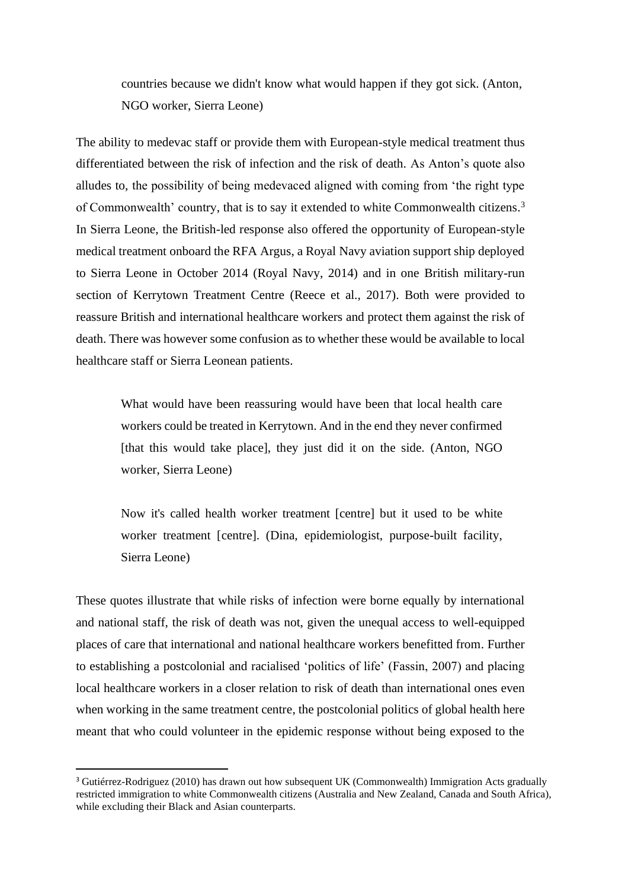> countries because we didn't know what would happen if they got sick. (Anton, NGO worker, Sierra Leone)

The ability to medevac staff or provide them with European-style medical treatment thus differentiated between the risk of infection and the risk of death. As Anton's quote also alludes to, the possibility of being medevaced aligned with coming from 'the right type of Commonwealth' country, that is to say it extended to white Commonwealth citizens.[3] In Sierra Leone, the British-led response also offered the opportunity of European-style medical treatment onboard the RFA Argus, a Royal Navy aviation support ship deployed to Sierra Leone in October 2014 (Royal Navy, 2014) and in one British military-run section of Kerrytown Treatment Centre (Reece et al., 2017). Both were provided to reassure British and international healthcare workers and protect them against the risk of death. There was however some confusion as to whether these would be available to local healthcare staff or Sierra Leonean patients.

> What would have been reassuring would have been that local health care workers could be treated in Kerrytown. And in the end they never confirmed [that this would take place], they just did it on the side. (Anton, NGO worker, Sierra Leone)

> Now it's called health worker treatment [centre] but it used to be white worker treatment [centre]. (Dina, epidemiologist, purpose-built facility, Sierra Leone)

These quotes illustrate that while risks of infection were borne equally by international and national staff, the risk of death was not, given the unequal access to well-equipped places of care that international and national healthcare workers benefitted from. Further to establishing a postcolonial and racialised 'politics of life' (Fassin, 2007) and placing local healthcare workers in a closer relation to risk of death than international ones even when working in the same treatment centre, the postcolonial politics of global health here meant that who could volunteer in the epidemic response without being exposed to the

[3] Gutiérrez-Rodriguez (2010) has drawn out how subsequent UK (Commonwealth) Immigration Acts gradually restricted immigration to white Commonwealth citizens (Australia and New Zealand, Canada and South Africa), while excluding their Black and Asian counterparts.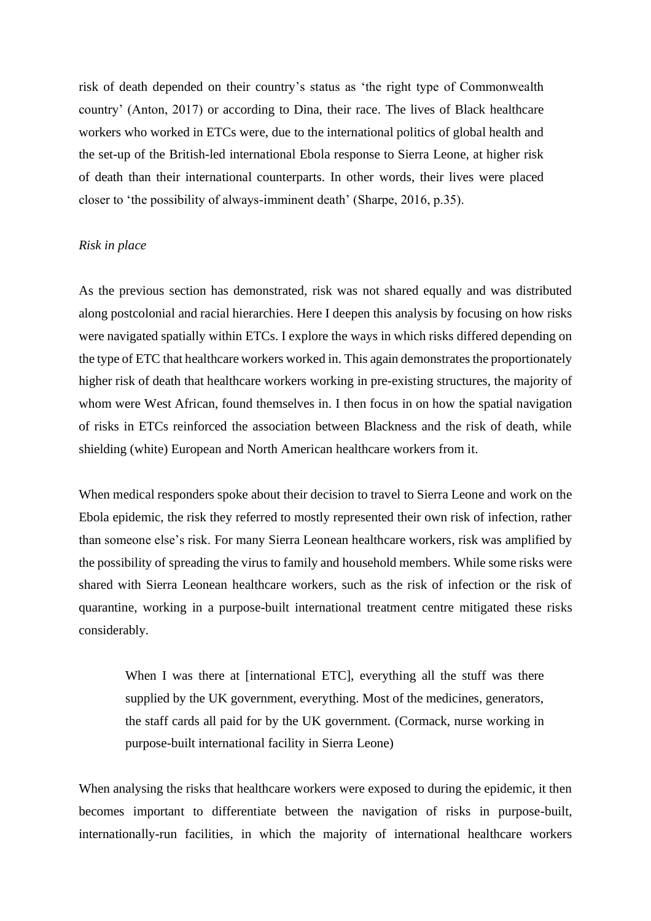risk of death depended on their country's status as 'the right type of Commonwealth country' (Anton, 2017) or according to Dina, their race. The lives of Black healthcare workers who worked in ETCs were, due to the international politics of global health and the set-up of the British-led international Ebola response to Sierra Leone, at higher risk of death than their international counterparts. In other words, their lives were placed closer to 'the possibility of always-imminent death' (Sharpe, 2016, p.35).

*Risk in place*

As the previous section has demonstrated, risk was not shared equally and was distributed along postcolonial and racial hierarchies. Here I deepen this analysis by focusing on how risks were navigated spatially within ETCs. I explore the ways in which risks differed depending on the type of ETC that healthcare workers worked in. This again demonstrates the proportionately higher risk of death that healthcare workers working in pre-existing structures, the majority of whom were West African, found themselves in. I then focus in on how the spatial navigation of risks in ETCs reinforced the association between Blackness and the risk of death, while shielding (white) European and North American healthcare workers from it.

When medical responders spoke about their decision to travel to Sierra Leone and work on the Ebola epidemic, the risk they referred to mostly represented their own risk of infection, rather than someone else's risk. For many Sierra Leonean healthcare workers, risk was amplified by the possibility of spreading the virus to family and household members. While some risks were shared with Sierra Leonean healthcare workers, such as the risk of infection or the risk of quarantine, working in a purpose-built international treatment centre mitigated these risks considerably.

> When I was there at [international ETC], everything all the stuff was there supplied by the UK government, everything. Most of the medicines, generators, the staff cards all paid for by the UK government. (Cormack, nurse working in purpose-built international facility in Sierra Leone)

When analysing the risks that healthcare workers were exposed to during the epidemic, it then becomes important to differentiate between the navigation of risks in purpose-built, internationally-run facilities, in which the majority of international healthcare workers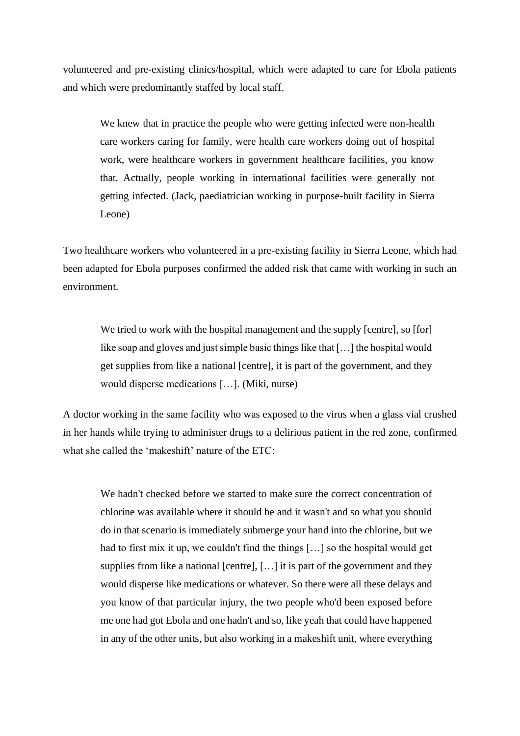volunteered and pre-existing clinics/hospital, which were adapted to care for Ebola patients and which were predominantly staffed by local staff.

> We knew that in practice the people who were getting infected were non-health care workers caring for family, were health care workers doing out of hospital work, were healthcare workers in government healthcare facilities, you know that. Actually, people working in international facilities were generally not getting infected. (Jack, paediatrician working in purpose-built facility in Sierra Leone)

Two healthcare workers who volunteered in a pre-existing facility in Sierra Leone, which had been adapted for Ebola purposes confirmed the added risk that came with working in such an environment.

> We tried to work with the hospital management and the supply [centre], so [for] like soap and gloves and just simple basic things like that […] the hospital would get supplies from like a national [centre], it is part of the government, and they would disperse medications […]. (Miki, nurse)

A doctor working in the same facility who was exposed to the virus when a glass vial crushed in her hands while trying to administer drugs to a delirious patient in the red zone, confirmed what she called the 'makeshift' nature of the ETC:

> We hadn't checked before we started to make sure the correct concentration of chlorine was available where it should be and it wasn't and so what you should do in that scenario is immediately submerge your hand into the chlorine, but we had to first mix it up, we couldn't find the things […] so the hospital would get supplies from like a national [centre], […] it is part of the government and they would disperse like medications or whatever. So there were all these delays and you know of that particular injury, the two people who'd been exposed before me one had got Ebola and one hadn't and so, like yeah that could have happened in any of the other units, but also working in a makeshift unit, where everything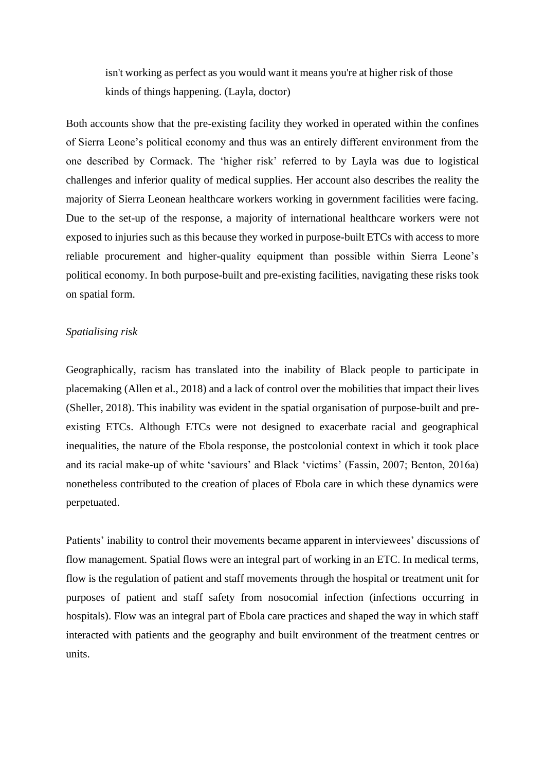> isn't working as perfect as you would want it means you're at higher risk of those kinds of things happening. (Layla, doctor)

Both accounts show that the pre-existing facility they worked in operated within the confines of Sierra Leone's political economy and thus was an entirely different environment from the one described by Cormack. The 'higher risk' referred to by Layla was due to logistical challenges and inferior quality of medical supplies. Her account also describes the reality the majority of Sierra Leonean healthcare workers working in government facilities were facing. Due to the set-up of the response, a majority of international healthcare workers were not exposed to injuries such as this because they worked in purpose-built ETCs with access to more reliable procurement and higher-quality equipment than possible within Sierra Leone's political economy. In both purpose-built and pre-existing facilities, navigating these risks took on spatial form.

*Spatialising risk*

Geographically, racism has translated into the inability of Black people to participate in placemaking (Allen et al., 2018) and a lack of control over the mobilities that impact their lives (Sheller, 2018). This inability was evident in the spatial organisation of purpose-built and pre-existing ETCs. Although ETCs were not designed to exacerbate racial and geographical inequalities, the nature of the Ebola response, the postcolonial context in which it took place and its racial make-up of white 'saviours' and Black 'victims' (Fassin, 2007; Benton, 2016a) nonetheless contributed to the creation of places of Ebola care in which these dynamics were perpetuated.

Patients' inability to control their movements became apparent in interviewees' discussions of flow management. Spatial flows were an integral part of working in an ETC. In medical terms, flow is the regulation of patient and staff movements through the hospital or treatment unit for purposes of patient and staff safety from nosocomial infection (infections occurring in hospitals). Flow was an integral part of Ebola care practices and shaped the way in which staff interacted with patients and the geography and built environment of the treatment centres or units.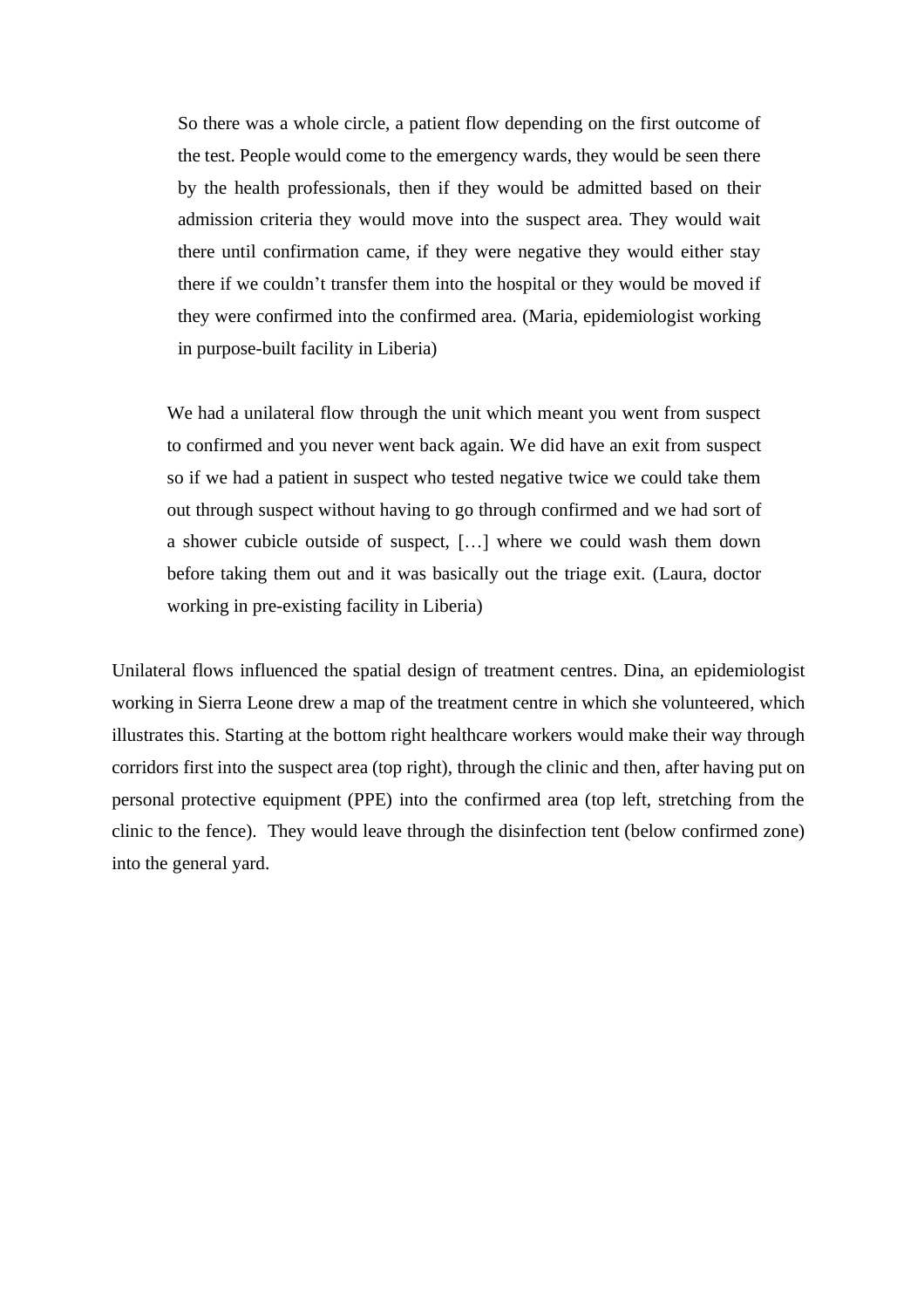> So there was a whole circle, a patient flow depending on the first outcome of the test. People would come to the emergency wards, they would be seen there by the health professionals, then if they would be admitted based on their admission criteria they would move into the suspect area. They would wait there until confirmation came, if they were negative they would either stay there if we couldn't transfer them into the hospital or they would be moved if they were confirmed into the confirmed area. (Maria, epidemiologist working in purpose-built facility in Liberia)

> We had a unilateral flow through the unit which meant you went from suspect to confirmed and you never went back again. We did have an exit from suspect so if we had a patient in suspect who tested negative twice we could take them out through suspect without having to go through confirmed and we had sort of a shower cubicle outside of suspect, […] where we could wash them down before taking them out and it was basically out the triage exit. (Laura, doctor working in pre-existing facility in Liberia)

Unilateral flows influenced the spatial design of treatment centres. Dina, an epidemiologist working in Sierra Leone drew a map of the treatment centre in which she volunteered, which illustrates this. Starting at the bottom right healthcare workers would make their way through corridors first into the suspect area (top right), through the clinic and then, after having put on personal protective equipment (PPE) into the confirmed area (top left, stretching from the clinic to the fence). They would leave through the disinfection tent (below confirmed zone) into the general yard.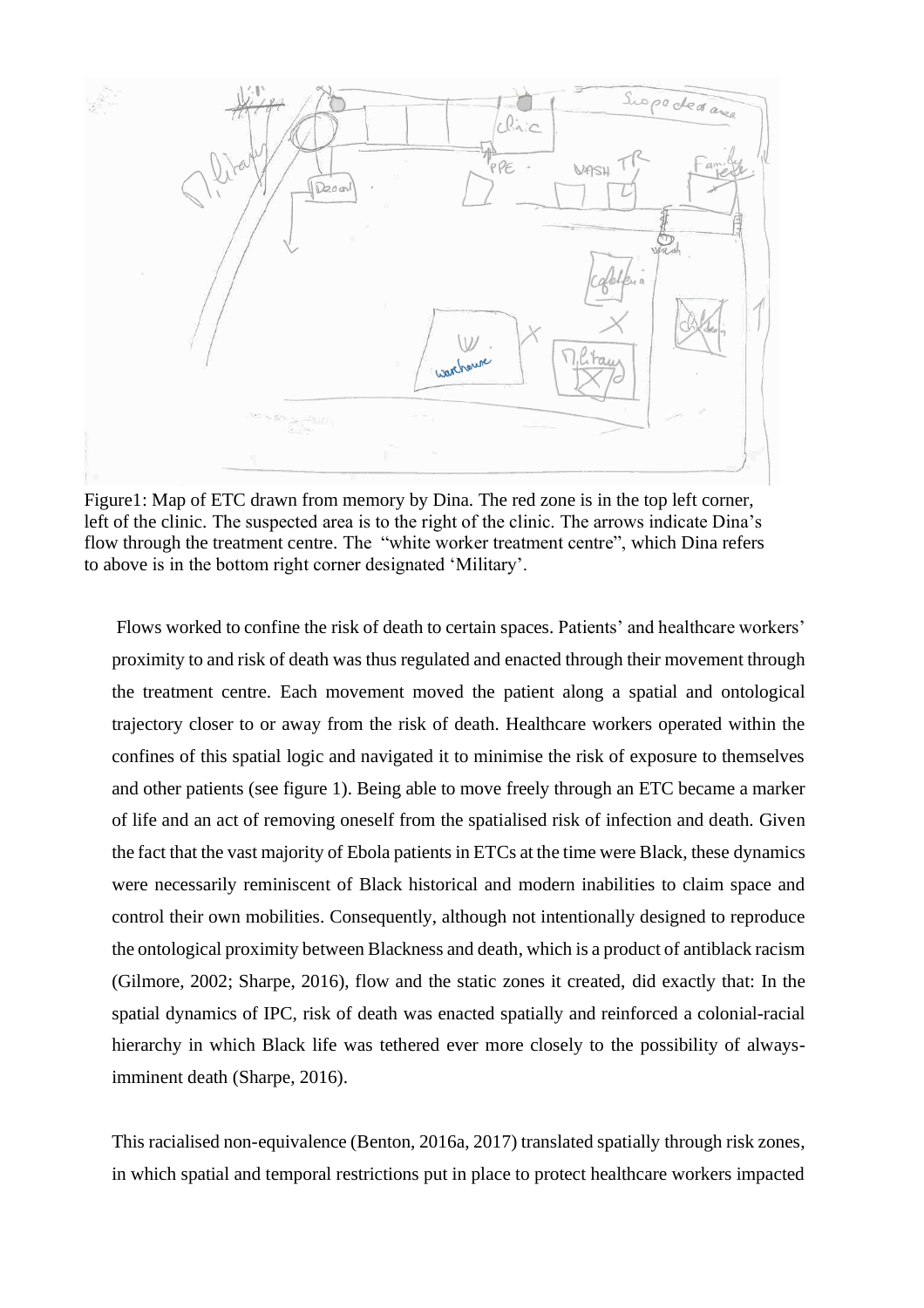Figure1: Map of ETC drawn from memory by Dina. The red zone is in the top left corner, left of the clinic. The suspected area is to the right of the clinic. The arrows indicate Dina's flow through the treatment centre. The "white worker treatment centre", which Dina refers to above is in the bottom right corner designated 'Military'.

Flows worked to confine the risk of death to certain spaces. Patients' and healthcare workers' proximity to and risk of death was thus regulated and enacted through their movement through the treatment centre. Each movement moved the patient along a spatial and ontological trajectory closer to or away from the risk of death. Healthcare workers operated within the confines of this spatial logic and navigated it to minimise the risk of exposure to themselves and other patients (see figure 1). Being able to move freely through an ETC became a marker of life and an act of removing oneself from the spatialised risk of infection and death. Given the fact that the vast majority of Ebola patients in ETCs at the time were Black, these dynamics were necessarily reminiscent of Black historical and modern inabilities to claim space and control their own mobilities. Consequently, although not intentionally designed to reproduce the ontological proximity between Blackness and death, which is a product of antiblack racism (Gilmore, 2002; Sharpe, 2016), flow and the static zones it created, did exactly that: In the spatial dynamics of IPC, risk of death was enacted spatially and reinforced a colonial-racial hierarchy in which Black life was tethered ever more closely to the possibility of always-imminent death (Sharpe, 2016).

This racialised non-equivalence (Benton, 2016a, 2017) translated spatially through risk zones, in which spatial and temporal restrictions put in place to protect healthcare workers impacted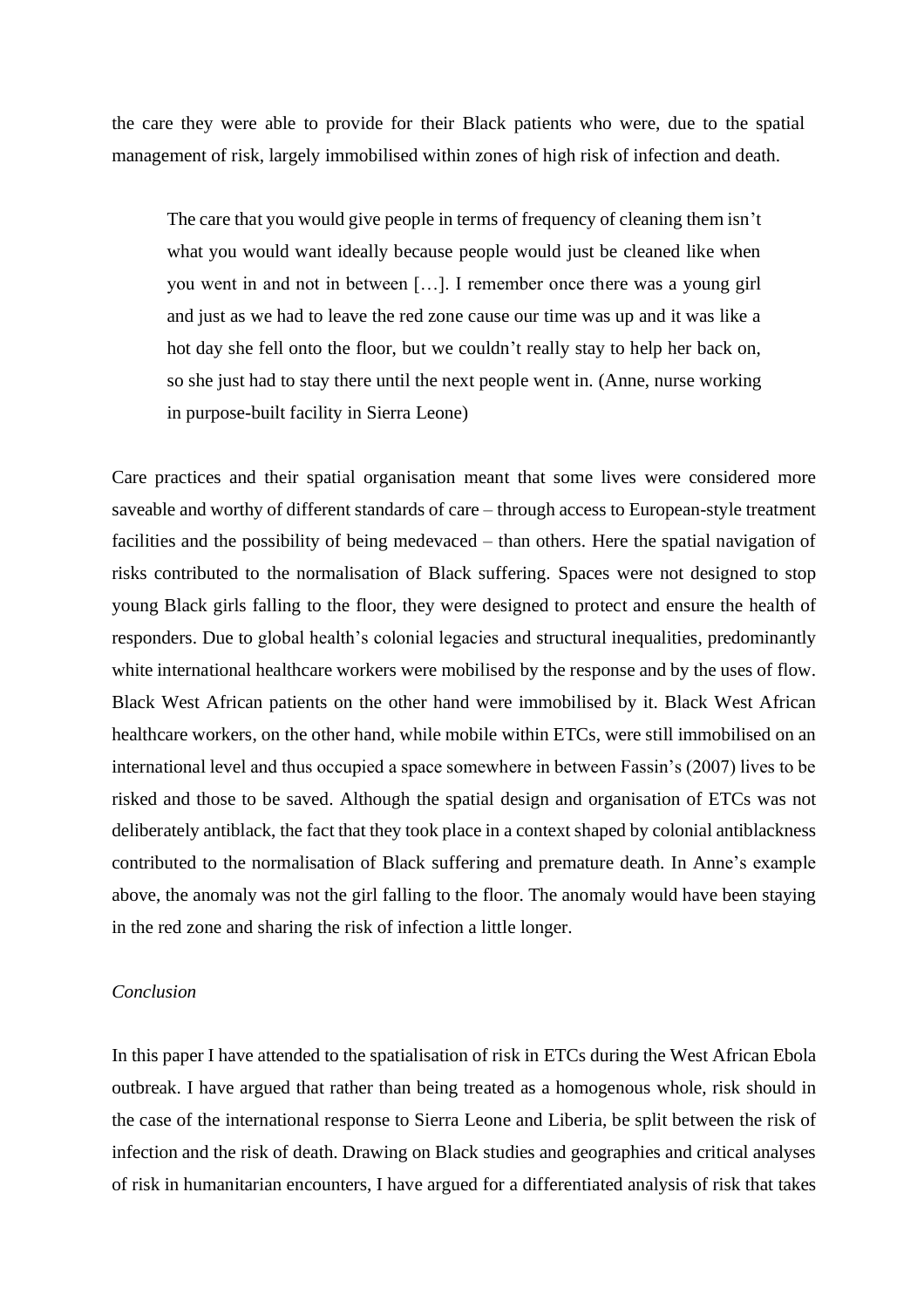the care they were able to provide for their Black patients who were, due to the spatial management of risk, largely immobilised within zones of high risk of infection and death.

> The care that you would give people in terms of frequency of cleaning them isn't what you would want ideally because people would just be cleaned like when you went in and not in between […]. I remember once there was a young girl and just as we had to leave the red zone cause our time was up and it was like a hot day she fell onto the floor, but we couldn't really stay to help her back on, so she just had to stay there until the next people went in. (Anne, nurse working in purpose-built facility in Sierra Leone)

Care practices and their spatial organisation meant that some lives were considered more saveable and worthy of different standards of care – through access to European-style treatment facilities and the possibility of being medevaced – than others. Here the spatial navigation of risks contributed to the normalisation of Black suffering. Spaces were not designed to stop young Black girls falling to the floor, they were designed to protect and ensure the health of responders. Due to global health's colonial legacies and structural inequalities, predominantly white international healthcare workers were mobilised by the response and by the uses of flow. Black West African patients on the other hand were immobilised by it. Black West African healthcare workers, on the other hand, while mobile within ETCs, were still immobilised on an international level and thus occupied a space somewhere in between Fassin's (2007) lives to be risked and those to be saved. Although the spatial design and organisation of ETCs was not deliberately antiblack, the fact that they took place in a context shaped by colonial antiblackness contributed to the normalisation of Black suffering and premature death. In Anne's example above, the anomaly was not the girl falling to the floor. The anomaly would have been staying in the red zone and sharing the risk of infection a little longer.

*Conclusion*

In this paper I have attended to the spatialisation of risk in ETCs during the West African Ebola outbreak. I have argued that rather than being treated as a homogenous whole, risk should in the case of the international response to Sierra Leone and Liberia, be split between the risk of infection and the risk of death. Drawing on Black studies and geographies and critical analyses of risk in humanitarian encounters, I have argued for a differentiated analysis of risk that takes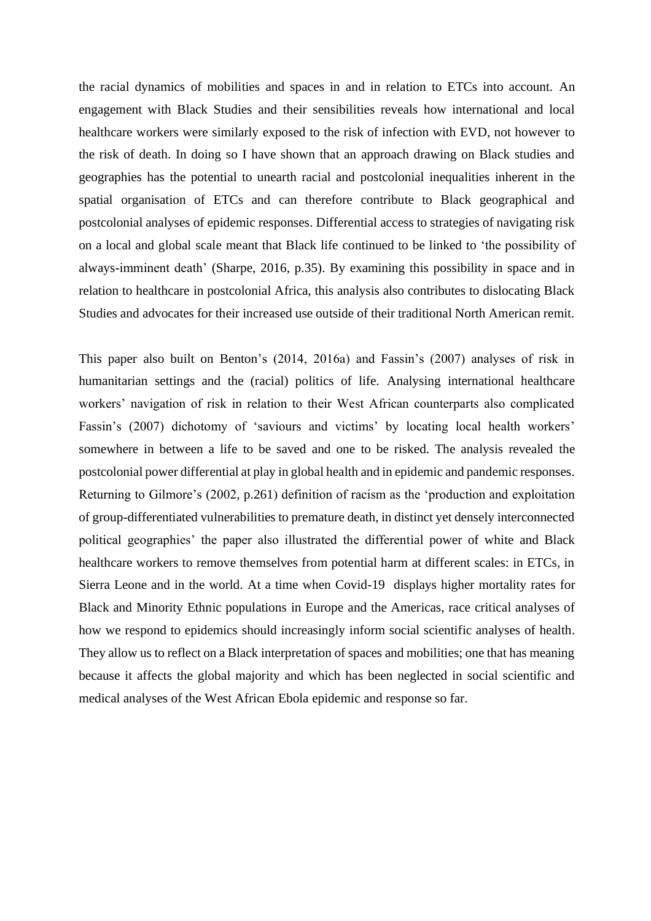the racial dynamics of mobilities and spaces in and in relation to ETCs into account. An engagement with Black Studies and their sensibilities reveals how international and local healthcare workers were similarly exposed to the risk of infection with EVD, not however to the risk of death. In doing so I have shown that an approach drawing on Black studies and geographies has the potential to unearth racial and postcolonial inequalities inherent in the spatial organisation of ETCs and can therefore contribute to Black geographical and postcolonial analyses of epidemic responses. Differential access to strategies of navigating risk on a local and global scale meant that Black life continued to be linked to 'the possibility of always-imminent death' (Sharpe, 2016, p.35). By examining this possibility in space and in relation to healthcare in postcolonial Africa, this analysis also contributes to dislocating Black Studies and advocates for their increased use outside of their traditional North American remit.

This paper also built on Benton's (2014, 2016a) and Fassin's (2007) analyses of risk in humanitarian settings and the (racial) politics of life. Analysing international healthcare workers' navigation of risk in relation to their West African counterparts also complicated Fassin's (2007) dichotomy of 'saviours and victims' by locating local health workers' somewhere in between a life to be saved and one to be risked. The analysis revealed the postcolonial power differential at play in global health and in epidemic and pandemic responses. Returning to Gilmore's (2002, p.261) definition of racism as the 'production and exploitation of group-differentiated vulnerabilities to premature death, in distinct yet densely interconnected political geographies' the paper also illustrated the differential power of white and Black healthcare workers to remove themselves from potential harm at different scales: in ETCs, in Sierra Leone and in the world. At a time when Covid-19 displays higher mortality rates for Black and Minority Ethnic populations in Europe and the Americas, race critical analyses of how we respond to epidemics should increasingly inform social scientific analyses of health. They allow us to reflect on a Black interpretation of spaces and mobilities; one that has meaning because it affects the global majority and which has been neglected in social scientific and medical analyses of the West African Ebola epidemic and response so far.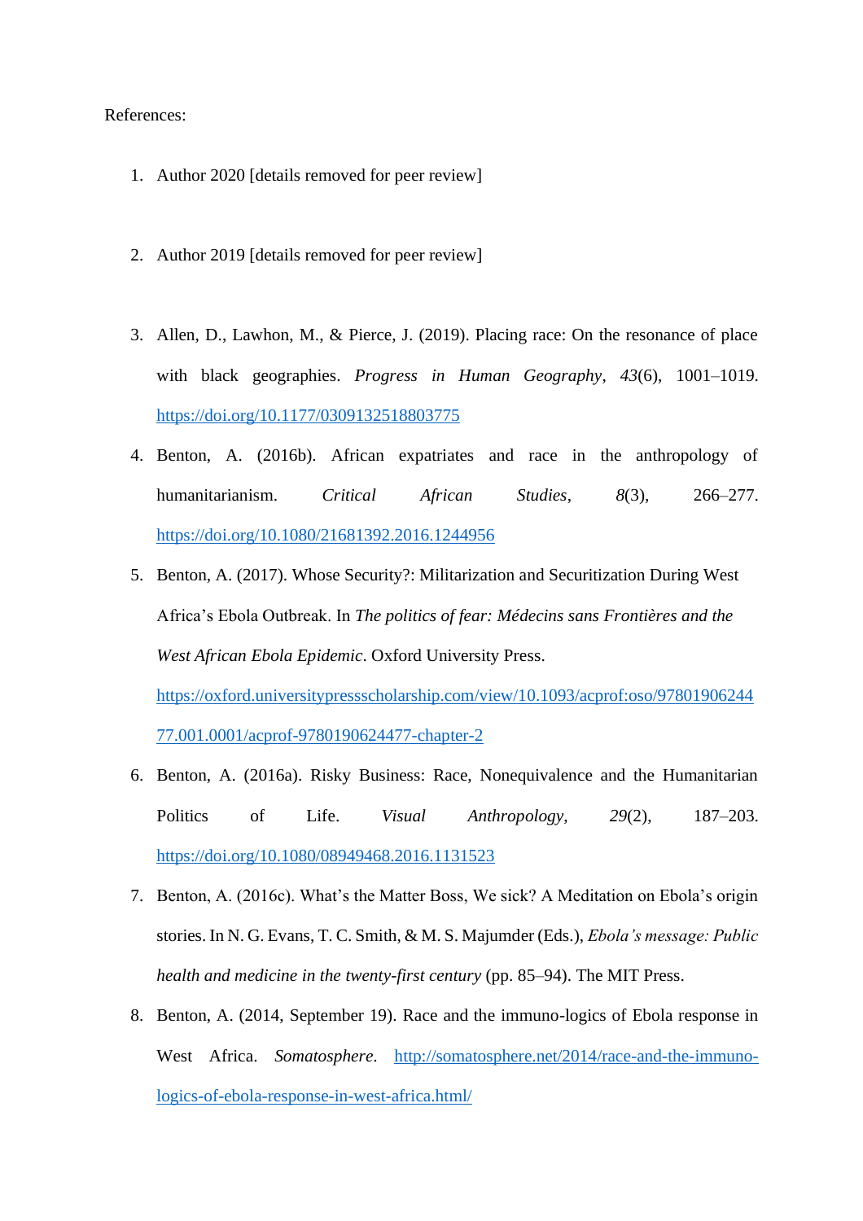References:

1. Author 2020 [details removed for peer review]

2. Author 2019 [details removed for peer review]

3. Allen, D., Lawhon, M., & Pierce, J. (2019). Placing race: On the resonance of place with black geographies. *Progress in Human Geography*, *43*(6), 1001–1019. https://doi.org/10.1177/0309132518803775

4. Benton, A. (2016b). African expatriates and race in the anthropology of humanitarianism. *Critical African Studies*, *8*(3), 266–277. https://doi.org/10.1080/21681392.2016.1244956

5. Benton, A. (2017). Whose Security?: Militarization and Securitization During West Africa's Ebola Outbreak. In *The politics of fear: Médecins sans Frontières and the West African Ebola Epidemic*. Oxford University Press. https://oxford.universitypressscholarship.com/view/10.1093/acprof:oso/9780190624477.001.0001/acprof-9780190624477-chapter-2

6. Benton, A. (2016a). Risky Business: Race, Nonequivalence and the Humanitarian Politics of Life. *Visual Anthropology*, *29*(2), 187–203. https://doi.org/10.1080/08949468.2016.1131523

7. Benton, A. (2016c). What's the Matter Boss, We sick? A Meditation on Ebola's origin stories. In N. G. Evans, T. C. Smith, & M. S. Majumder (Eds.), *Ebola's message: Public health and medicine in the twenty-first century* (pp. 85–94). The MIT Press.

8. Benton, A. (2014, September 19). Race and the immuno-logics of Ebola response in West Africa. *Somatosphere*. http://somatosphere.net/2014/race-and-the-immuno-logics-of-ebola-response-in-west-africa.html/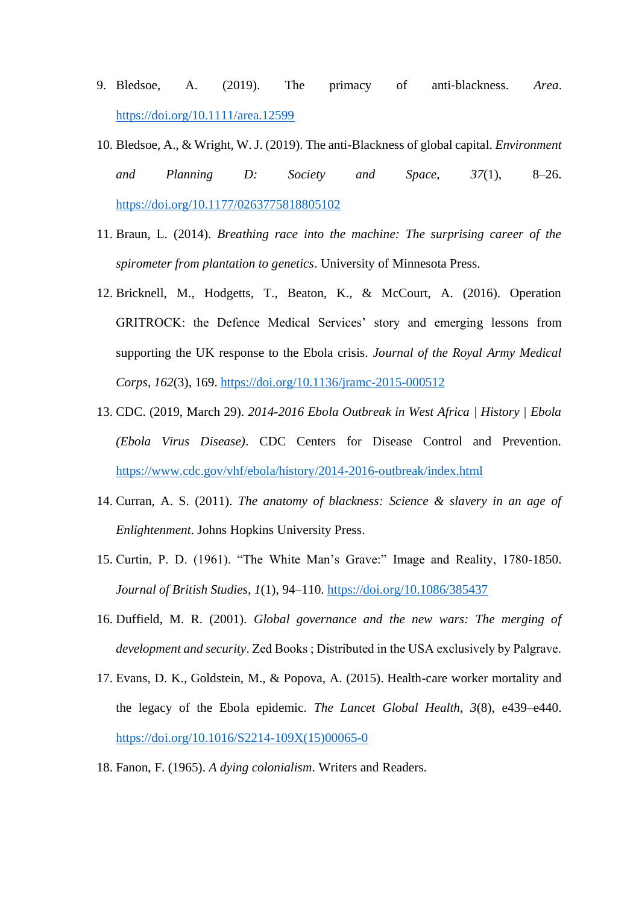9. Bledsoe, A. (2019). The primacy of anti-blackness. *Area*. https://doi.org/10.1111/area.12599
10. Bledsoe, A., & Wright, W. J. (2019). The anti-Blackness of global capital. *Environment and Planning D: Society and Space*, *37*(1), 8–26. https://doi.org/10.1177/0263775818805102
11. Braun, L. (2014). *Breathing race into the machine: The surprising career of the spirometer from plantation to genetics*. University of Minnesota Press.
12. Bricknell, M., Hodgetts, T., Beaton, K., & McCourt, A. (2016). Operation GRITROCK: the Defence Medical Services' story and emerging lessons from supporting the UK response to the Ebola crisis. *Journal of the Royal Army Medical Corps*, *162*(3), 169. https://doi.org/10.1136/jramc-2015-000512
13. CDC. (2019, March 29). *2014-2016 Ebola Outbreak in West Africa | History | Ebola (Ebola Virus Disease)*. CDC Centers for Disease Control and Prevention. https://www.cdc.gov/vhf/ebola/history/2014-2016-outbreak/index.html
14. Curran, A. S. (2011). *The anatomy of blackness: Science & slavery in an age of Enlightenment*. Johns Hopkins University Press.
15. Curtin, P. D. (1961). "The White Man's Grave:" Image and Reality, 1780-1850. *Journal of British Studies*, *1*(1), 94–110. https://doi.org/10.1086/385437
16. Duffield, M. R. (2001). *Global governance and the new wars: The merging of development and security*. Zed Books ; Distributed in the USA exclusively by Palgrave.
17. Evans, D. K., Goldstein, M., & Popova, A. (2015). Health-care worker mortality and the legacy of the Ebola epidemic. *The Lancet Global Health*, *3*(8), e439–e440. https://doi.org/10.1016/S2214-109X(15)00065-0
18. Fanon, F. (1965). *A dying colonialism*. Writers and Readers.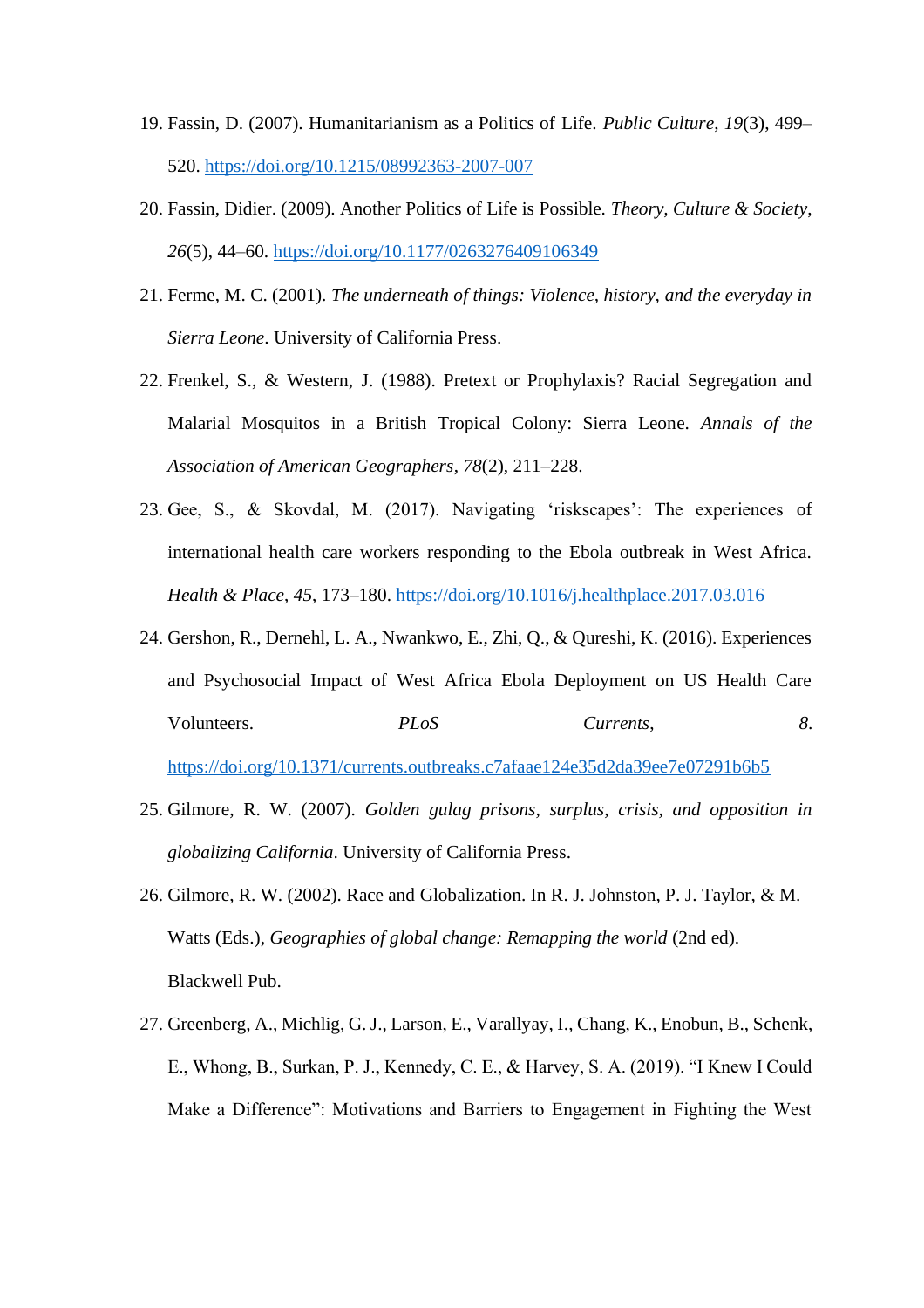19. Fassin, D. (2007). Humanitarianism as a Politics of Life. *Public Culture*, *19*(3), 499–520. https://doi.org/10.1215/08992363-2007-007

20. Fassin, Didier. (2009). Another Politics of Life is Possible. *Theory, Culture & Society*, *26*(5), 44–60. https://doi.org/10.1177/0263276409106349

21. Ferme, M. C. (2001). *The underneath of things: Violence, history, and the everyday in Sierra Leone*. University of California Press.

22. Frenkel, S., & Western, J. (1988). Pretext or Prophylaxis? Racial Segregation and Malarial Mosquitos in a British Tropical Colony: Sierra Leone. *Annals of the Association of American Geographers*, *78*(2), 211–228.

23. Gee, S., & Skovdal, M. (2017). Navigating 'riskscapes': The experiences of international health care workers responding to the Ebola outbreak in West Africa. *Health & Place*, *45*, 173–180. https://doi.org/10.1016/j.healthplace.2017.03.016

24. Gershon, R., Dernehl, L. A., Nwankwo, E., Zhi, Q., & Qureshi, K. (2016). Experiences and Psychosocial Impact of West Africa Ebola Deployment on US Health Care Volunteers. *PLoS Currents*, *8*. https://doi.org/10.1371/currents.outbreaks.c7afaae124e35d2da39ee7e07291b6b5

25. Gilmore, R. W. (2007). *Golden gulag prisons, surplus, crisis, and opposition in globalizing California*. University of California Press.

26. Gilmore, R. W. (2002). Race and Globalization. In R. J. Johnston, P. J. Taylor, & M. Watts (Eds.), *Geographies of global change: Remapping the world* (2nd ed). Blackwell Pub.

27. Greenberg, A., Michlig, G. J., Larson, E., Varallyay, I., Chang, K., Enobun, B., Schenk, E., Whong, B., Surkan, P. J., Kennedy, C. E., & Harvey, S. A. (2019). "I Knew I Could Make a Difference": Motivations and Barriers to Engagement in Fighting the West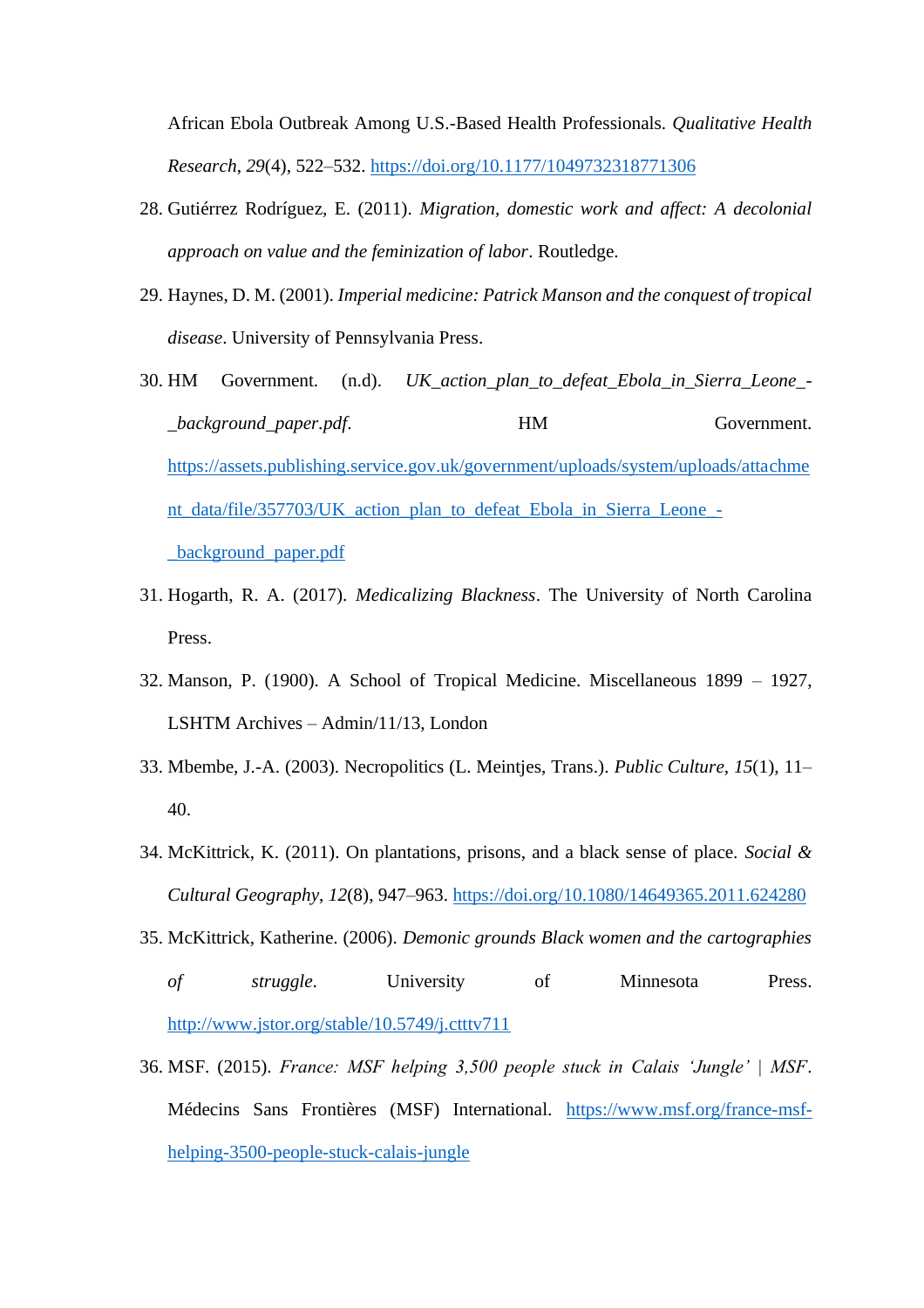African Ebola Outbreak Among U.S.-Based Health Professionals. *Qualitative Health Research*, *29*(4), 522–532. https://doi.org/10.1177/1049732318771306

28. Gutiérrez Rodríguez, E. (2011). *Migration, domestic work and affect: A decolonial approach on value and the feminization of labor*. Routledge.
29. Haynes, D. M. (2001). *Imperial medicine: Patrick Manson and the conquest of tropical disease*. University of Pennsylvania Press.
30. HM Government. (n.d). *UK_action_plan_to_defeat_Ebola_in_Sierra_Leone_-_background_paper.pdf*. HM Government. https://assets.publishing.service.gov.uk/government/uploads/system/uploads/attachment_data/file/357703/UK_action_plan_to_defeat_Ebola_in_Sierra_Leone_-_background_paper.pdf
31. Hogarth, R. A. (2017). *Medicalizing Blackness*. The University of North Carolina Press.
32. Manson, P. (1900). A School of Tropical Medicine. Miscellaneous 1899 – 1927, LSHTM Archives – Admin/11/13, London
33. Mbembe, J.-A. (2003). Necropolitics (L. Meintjes, Trans.). *Public Culture*, *15*(1), 11–40.
34. McKittrick, K. (2011). On plantations, prisons, and a black sense of place. *Social & Cultural Geography*, *12*(8), 947–963. https://doi.org/10.1080/14649365.2011.624280
35. McKittrick, Katherine. (2006). *Demonic grounds Black women and the cartographies of struggle*. University of Minnesota Press. http://www.jstor.org/stable/10.5749/j.ctttv711
36. MSF. (2015). *France: MSF helping 3,500 people stuck in Calais 'Jungle' | MSF*. Médecins Sans Frontières (MSF) International. https://www.msf.org/france-msf-helping-3500-people-stuck-calais-jungle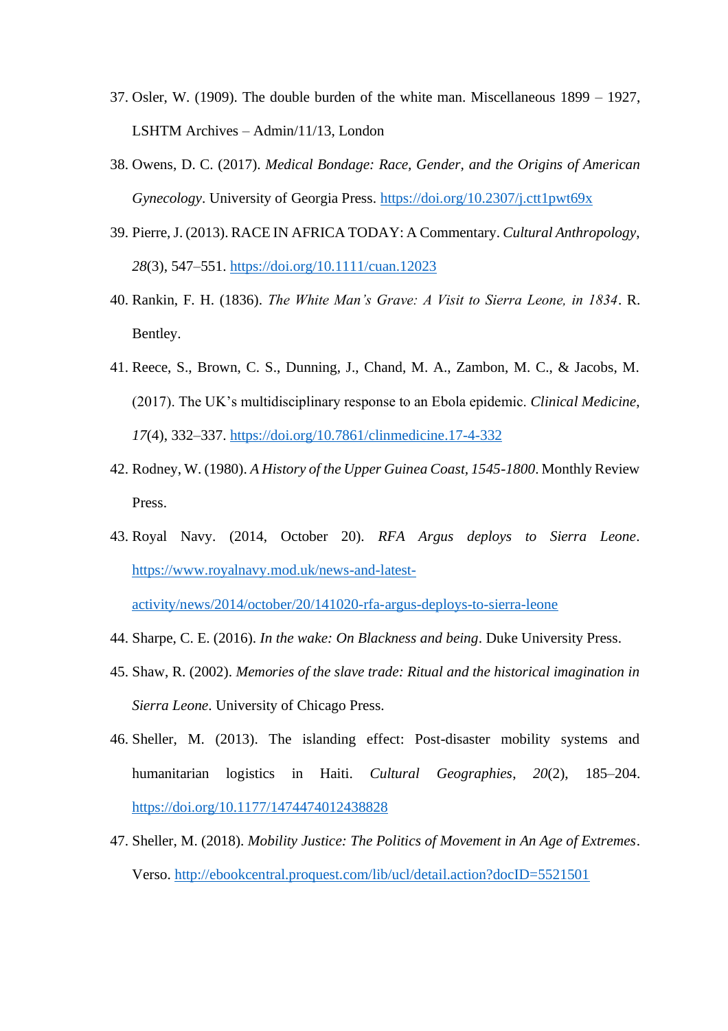37. Osler, W. (1909). The double burden of the white man. Miscellaneous 1899 – 1927, LSHTM Archives – Admin/11/13, London
38. Owens, D. C. (2017). *Medical Bondage: Race, Gender, and the Origins of American Gynecology*. University of Georgia Press. https://doi.org/10.2307/j.ctt1pwt69x
39. Pierre, J. (2013). RACE IN AFRICA TODAY: A Commentary. *Cultural Anthropology*, *28*(3), 547–551. https://doi.org/10.1111/cuan.12023
40. Rankin, F. H. (1836). *The White Man's Grave: A Visit to Sierra Leone, in 1834*. R. Bentley.
41. Reece, S., Brown, C. S., Dunning, J., Chand, M. A., Zambon, M. C., & Jacobs, M. (2017). The UK's multidisciplinary response to an Ebola epidemic. *Clinical Medicine*, *17*(4), 332–337. https://doi.org/10.7861/clinmedicine.17-4-332
42. Rodney, W. (1980). *A History of the Upper Guinea Coast, 1545-1800*. Monthly Review Press.
43. Royal Navy. (2014, October 20). *RFA Argus deploys to Sierra Leone*. https://www.royalnavy.mod.uk/news-and-latest-activity/news/2014/october/20/141020-rfa-argus-deploys-to-sierra-leone
44. Sharpe, C. E. (2016). *In the wake: On Blackness and being*. Duke University Press.
45. Shaw, R. (2002). *Memories of the slave trade: Ritual and the historical imagination in Sierra Leone*. University of Chicago Press.
46. Sheller, M. (2013). The islanding effect: Post-disaster mobility systems and humanitarian logistics in Haiti. *Cultural Geographies*, *20*(2), 185–204. https://doi.org/10.1177/1474474012438828
47. Sheller, M. (2018). *Mobility Justice: The Politics of Movement in An Age of Extremes*. Verso. http://ebookcentral.proquest.com/lib/ucl/detail.action?docID=5521501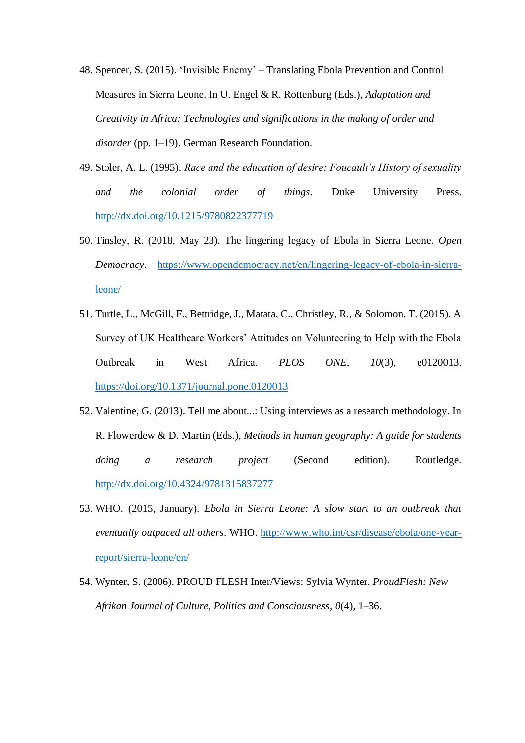48. Spencer, S. (2015). 'Invisible Enemy' – Translating Ebola Prevention and Control Measures in Sierra Leone. In U. Engel & R. Rottenburg (Eds.), *Adaptation and Creativity in Africa: Technologies and significations in the making of order and disorder* (pp. 1–19). German Research Foundation.
49. Stoler, A. L. (1995). *Race and the education of desire: Foucault's History of sexuality and the colonial order of things*. Duke University Press. http://dx.doi.org/10.1215/9780822377719
50. Tinsley, R. (2018, May 23). The lingering legacy of Ebola in Sierra Leone. *Open Democracy*. https://www.opendemocracy.net/en/lingering-legacy-of-ebola-in-sierra-leone/
51. Turtle, L., McGill, F., Bettridge, J., Matata, C., Christley, R., & Solomon, T. (2015). A Survey of UK Healthcare Workers' Attitudes on Volunteering to Help with the Ebola Outbreak in West Africa. *PLOS ONE*, *10*(3), e0120013. https://doi.org/10.1371/journal.pone.0120013
52. Valentine, G. (2013). Tell me about...: Using interviews as a research methodology. In R. Flowerdew & D. Martin (Eds.), *Methods in human geography: A guide for students doing a research project* (Second edition). Routledge. http://dx.doi.org/10.4324/9781315837277
53. WHO. (2015, January). *Ebola in Sierra Leone: A slow start to an outbreak that eventually outpaced all others*. WHO. http://www.who.int/csr/disease/ebola/one-year-report/sierra-leone/en/
54. Wynter, S. (2006). PROUD FLESH Inter/Views: Sylvia Wynter. *ProudFlesh: New Afrikan Journal of Culture, Politics and Consciousness*, *0*(4), 1–36.